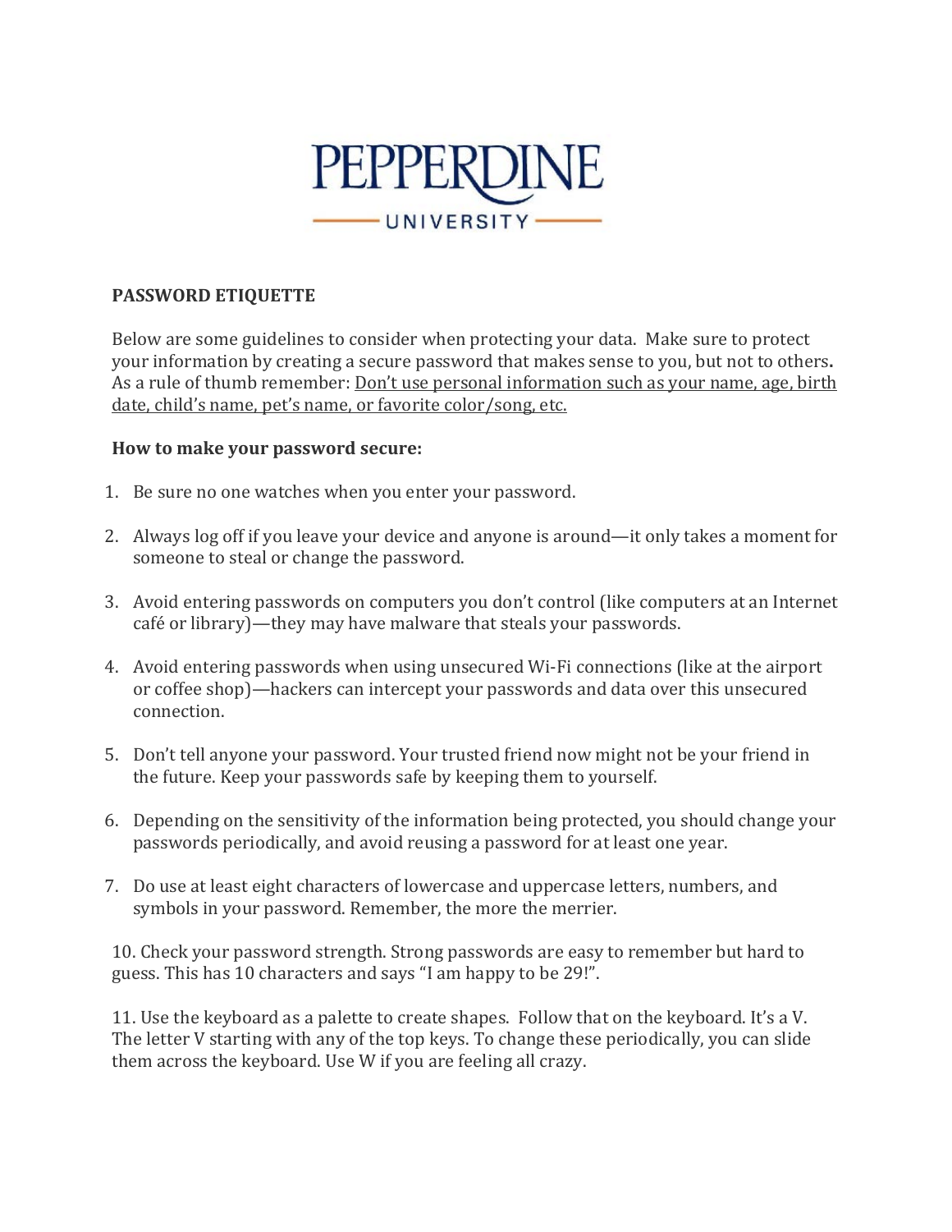PEPPERDINE UNIVERSITY

**PASSWORD ETIQUETTE**

Below are some guidelines to consider when protecting your data. Make sure to protect your information by creating a secure password that makes sense to you, but not to others**.** As a rule of thumb remember: <u>Don't use personal information such as your name, age, birth date, child's name, pet's name, or favorite color/song, etc.</u>

**How to make your password secure:**

1. Be sure no one watches when you enter your password.

2. Always log off if you leave your device and anyone is around—it only takes a moment for someone to steal or change the password.

3. Avoid entering passwords on computers you don't control (like computers at an Internet café or library)—they may have malware that steals your passwords.

4. Avoid entering passwords when using unsecured Wi-Fi connections (like at the airport or coffee shop)—hackers can intercept your passwords and data over this unsecured connection.

5. Don't tell anyone your password. Your trusted friend now might not be your friend in the future. Keep your passwords safe by keeping them to yourself.

6. Depending on the sensitivity of the information being protected, you should change your passwords periodically, and avoid reusing a password for at least one year.

7. Do use at least eight characters of lowercase and uppercase letters, numbers, and symbols in your password. Remember, the more the merrier.

10. Check your password strength. Strong passwords are easy to remember but hard to guess. This has 10 characters and says "I am happy to be 29!".

11. Use the keyboard as a palette to create shapes. Follow that on the keyboard. It's a V. The letter V starting with any of the top keys. To change these periodically, you can slide them across the keyboard. Use W if you are feeling all crazy.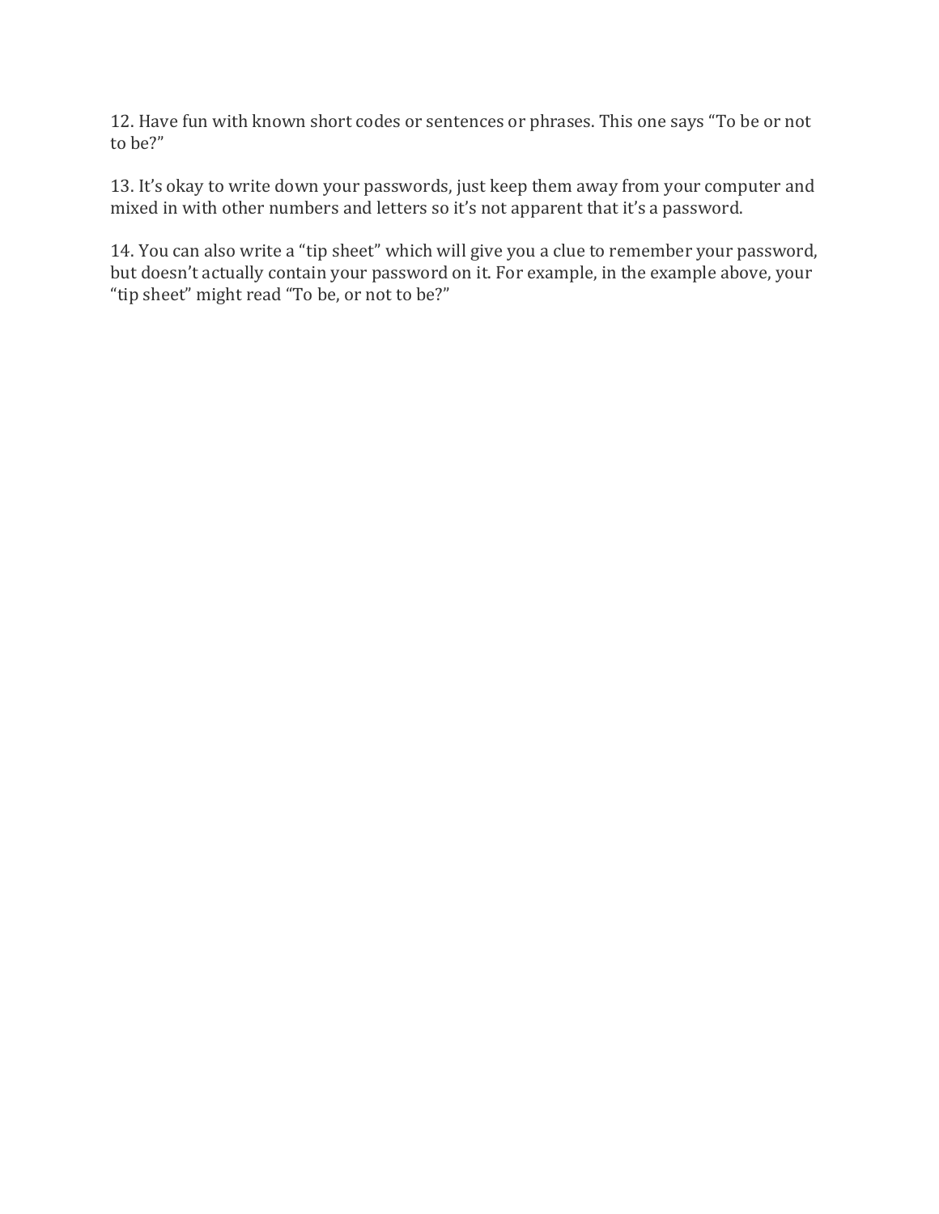12. Have fun with known short codes or sentences or phrases. This one says "To be or not to be?"

13. It's okay to write down your passwords, just keep them away from your computer and mixed in with other numbers and letters so it's not apparent that it's a password.

14. You can also write a "tip sheet" which will give you a clue to remember your password, but doesn't actually contain your password on it. For example, in the example above, your "tip sheet" might read "To be, or not to be?"